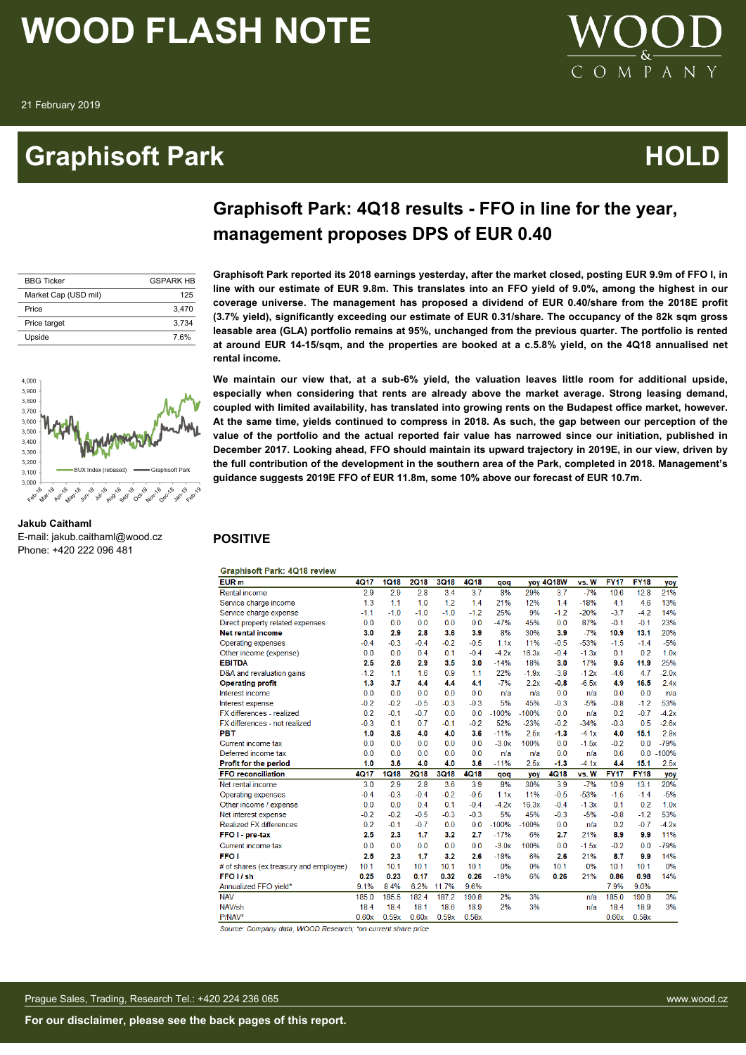# WOOD FLASH NOTE

21 February 2019

# Graphisoft Park — HOLD

## Graphisoft Park: 4Q18 results - FFO in line for the year, management proposes DPS of EUR 0.40

| BBG Ticker | GSPARK HB |
|---|---|
| Market Cap (USD mil) | 125 |
| Price | 3,470 |
| Price target | 3,734 |
| Upside | 7.6% |

**Jakub Caithaml**
E-mail: jakub.caithaml@wood.cz
Phone: +420 222 096 481

**Graphisoft Park reported its 2018 earnings yesterday, after the market closed, posting EUR 9.9m of FFO I, in line with our estimate of EUR 9.8m. This translates into an FFO yield of 9.0%, among the highest in our coverage universe. The management has proposed a dividend of EUR 0.40/share from the 2018E profit (3.7% yield), significantly exceeding our estimate of EUR 0.31/share. The occupancy of the 82k sqm gross leasable area (GLA) portfolio remains at 95%, unchanged from the previous quarter. The portfolio is rented at around EUR 14-15/sqm, and the properties are booked at a c.5.8% yield, on the 4Q18 annualised net rental income.**

**We maintain our view that, at a sub-6% yield, the valuation leaves little room for additional upside, especially when considering that rents are already above the market average. Strong leasing demand, coupled with limited availability, has translated into growing rents on the Budapest office market, however. At the same time, yields continued to compress in 2018. As such, the gap between our perception of the value of the portfolio and the actual reported fair value has narrowed since our initiation, published in December 2017. Looking ahead, FFO should maintain its upward trajectory in 2019E, in our view, driven by the full contribution of the development in the southern area of the Park, completed in 2018. Management's guidance suggests 2019E FFO of EUR 11.8m, some 10% above our forecast of EUR 10.7m.**

### POSITIVE

**Graphisoft Park: 4Q18 review**

| EUR m | 4Q17 | 1Q18 | 2Q18 | 3Q18 | 4Q18 | qoq | yoy | 4Q18W | vs. W | FY17 | FY18 | yoy |
|---|---|---|---|---|---|---|---|---|---|---|---|---|
| Rental income | 2.9 | 2.9 | 2.8 | 3.4 | 3.7 | 8% | 29% | 3.7 | -7% | 10.6 | 12.8 | 21% |
| Service charge income | 1.3 | 1.1 | 1.0 | 1.2 | 1.4 | 21% | 12% | 1.4 | -18% | 4.1 | 4.6 | 13% |
| Service charge expense | -1.1 | -1.0 | -1.0 | -1.0 | -1.2 | 25% | 9% | -1.2 | -20% | -3.7 | -4.2 | 14% |
| Direct property related expenses | 0.0 | 0.0 | 0.0 | 0.0 | 0.0 | -47% | 45% | 0.0 | 87% | -0.1 | -0.1 | 23% |
| **Net rental income** | **3.0** | **2.9** | **2.8** | **3.6** | **3.9** | **8%** | **30%** | **3.9** | **-7%** | **10.9** | **13.1** | **20%** |
| Operating expenses | -0.4 | -0.3 | -0.4 | -0.2 | -0.5 | 1.1x | 11% | -0.5 | -53% | -1.5 | -1.4 | -5% |
| Other income (expense) | 0.0 | 0.0 | 0.4 | 0.1 | -0.4 | -4.2x | 16.3x | -0.4 | -1.3x | 0.1 | 0.2 | 1.0x |
| **EBITDA** | **2.5** | **2.6** | **2.9** | **3.5** | **3.0** | **-14%** | **18%** | **3.0** | **17%** | **9.5** | **11.9** | **25%** |
| D&A and revaluation gains | -1.2 | 1.1 | 1.6 | 0.9 | 1.1 | 22% | -1.9x | -3.8 | -1.2x | -4.6 | 4.7 | -2.0x |
| **Operating profit** | **1.3** | **3.7** | **4.4** | **4.4** | **4.1** | **-7%** | **2.2x** | **-0.8** | **-6.5x** | **4.9** | **16.5** | **2.4x** |
| Interest income | 0.0 | 0.0 | 0.0 | 0.0 | 0.0 | n/a | n/a | 0.0 | n/a | 0.0 | 0.0 | n/a |
| Interest expense | -0.2 | -0.2 | -0.5 | -0.3 | -0.3 | 5% | 45% | -0.3 | -5% | -0.8 | -1.2 | 53% |
| FX differences - realized | 0.2 | -0.1 | -0.7 | 0.0 | 0.0 | -100% | -100% | 0.0 | n/a | 0.2 | -0.7 | -4.2x |
| FX differences - not realized | -0.3 | 0.1 | 0.7 | -0.1 | -0.2 | 52% | -23% | -0.2 | -34% | -0.3 | 0.5 | -2.6x |
| **PBT** | **1.0** | **3.6** | **4.0** | **4.0** | **3.6** | **-11%** | **2.5x** | **-1.3** | **-4.1x** | **4.0** | **15.1** | **2.8x** |
| Current income tax | 0.0 | 0.0 | 0.0 | 0.0 | 0.0 | -3.0x | 100% | 0.0 | -1.5x | -0.2 | 0.0 | -79% |
| Deferred income tax | 0.0 | 0.0 | 0.0 | 0.0 | 0.0 | n/a | n/a | 0.0 | n/a | 0.6 | 0.0 | -100% |
| **Profit for the period** | **1.0** | **3.6** | **4.0** | **4.0** | **3.6** | **-11%** | **2.5x** | **-1.3** | **-4.1x** | **4.4** | **15.1** | **2.5x** |
| **FFO reconciliation** | **4Q17** | **1Q18** | **2Q18** | **3Q18** | **4Q18** | **qoq** | **yoy** | **4Q18** | **vs. W** | **FY17** | **FY18** | **yoy** |
| Net rental income | 3.0 | 2.9 | 2.8 | 3.6 | 3.9 | 8% | 30% | 3.9 | -7% | 10.9 | 13.1 | 20% |
| Operating expenses | -0.4 | -0.3 | -0.4 | -0.2 | -0.5 | 1.1x | 11% | -0.5 | -53% | -1.5 | -1.4 | -5% |
| Other income / expense | 0.0 | 0.0 | 0.4 | 0.1 | -0.4 | -4.2x | 16.3x | -0.4 | -1.3x | 0.1 | 0.2 | 1.0x |
| Net interest expense | -0.2 | -0.2 | -0.5 | -0.3 | -0.3 | 5% | 45% | -0.3 | -5% | -0.8 | -1.2 | 53% |
| Realized FX differences | 0.2 | -0.1 | -0.7 | 0.0 | 0.0 | -100% | -100% | 0.0 | n/a | 0.2 | -0.7 | -4.2x |
| **FFO I - pre-tax** | **2.5** | **2.3** | **1.7** | **3.2** | **2.7** | **-17%** | **6%** | **2.7** | **21%** | **8.9** | **9.9** | **11%** |
| Current income tax | 0.0 | 0.0 | 0.0 | 0.0 | 0.0 | -3.0x | 100% | 0.0 | -1.5x | -0.2 | 0.0 | -79% |
| **FFO I** | **2.5** | **2.3** | **1.7** | **3.2** | **2.6** | **-18%** | **6%** | **2.6** | **21%** | **8.7** | **9.9** | **14%** |
| # of shares (ex.treasury and employee) | 10.1 | 10.1 | 10.1 | 10.1 | 10.1 | 0% | 0% | 10.1 | 0% | 10.1 | 10.1 | 0% |
| **FFO I / sh** | **0.25** | **0.23** | **0.17** | **0.32** | **0.26** | **-18%** | **6%** | **0.26** | **21%** | **0.86** | **0.98** | **14%** |
| Annualized FFO yield* | 9.1% | 8.4% | 6.2% | 11.7% | 9.6% | | | | | 7.9% | 9.0% | |
| NAV | 185.0 | 185.5 | 182.4 | 187.2 | 190.8 | 2% | 3% | | n/a | 185.0 | 190.8 | 3% |
| NAV/sh | 18.4 | 18.4 | 18.1 | 18.6 | 18.9 | 2% | 3% | | n/a | 18.4 | 18.9 | 3% |
| P/NAV* | 0.60x | 0.59x | 0.60x | 0.59x | 0.58x | | | | | 0.60x | 0.58x | |

Source: Company data, WOOD Research; *on current share price

Prague Sales, Trading, Research Tel.: +420 224 236 065 www.wood.cz

**For our disclaimer, please see the back pages of this report.**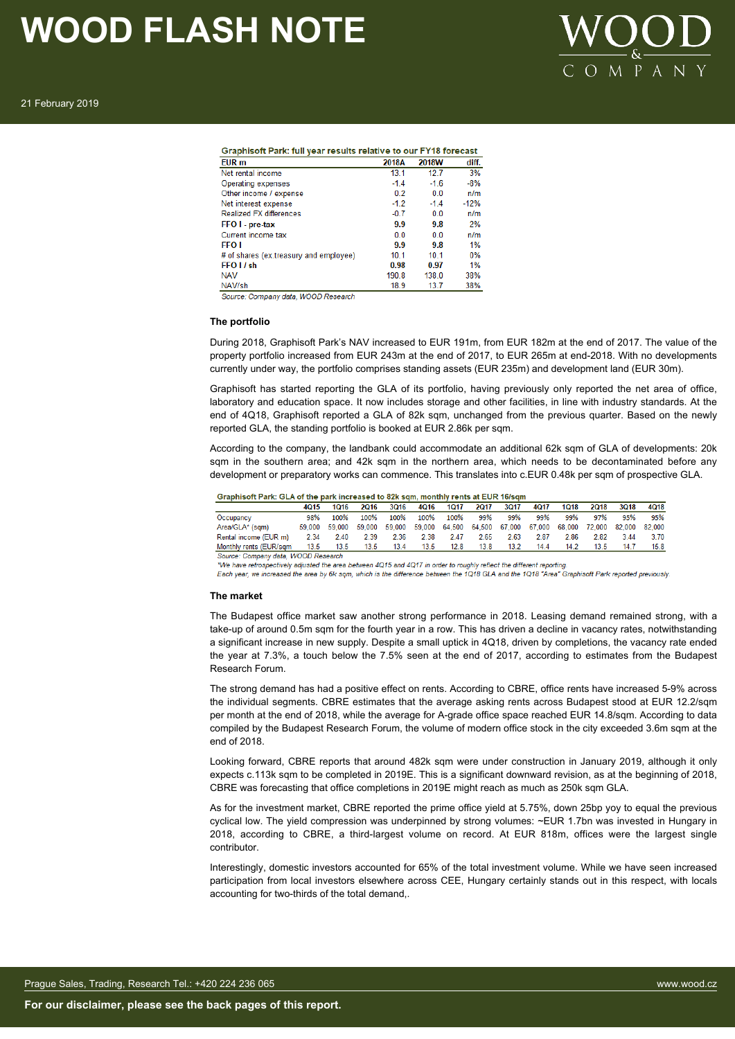**Graphisoft Park: full year results relative to our FY18 forecast**

| EUR m | 2018A | 2018W | diff. |
|---|---|---|---|
| Net rental income | 13.1 | 12.7 | 3% |
| Operating expenses | -1.4 | -1.6 | -8% |
| Other income / expense | 0.2 | 0.0 | n/m |
| Net interest expense | -1.2 | -1.4 | -12% |
| Realized FX differences | -0.7 | 0.0 | n/m |
| **FFO I - pre-tax** | **9.9** | **9.8** | **2%** |
| Current income tax | 0.0 | 0.0 | n/m |
| **FFO I** | **9.9** | **9.8** | **1%** |
| # of shares (ex.treasury and employee) | 10.1 | 10.1 | 0% |
| **FFO I / sh** | **0.98** | **0.97** | **1%** |
| NAV | 190.8 | 138.0 | 38% |
| NAV/sh | 18.9 | 13.7 | 38% |

*Source: Company data, WOOD Research*

**The portfolio**

During 2018, Graphisoft Park's NAV increased to EUR 191m, from EUR 182m at the end of 2017. The value of the property portfolio increased from EUR 243m at the end of 2017, to EUR 265m at end-2018. With no developments currently under way, the portfolio comprises standing assets (EUR 235m) and development land (EUR 30m).

Graphisoft has started reporting the GLA of its portfolio, having previously only reported the net area of office, laboratory and education space. It now includes storage and other facilities, in line with industry standards. At the end of 4Q18, Graphisoft reported a GLA of 82k sqm, unchanged from the previous quarter. Based on the newly reported GLA, the standing portfolio is booked at EUR 2.86k per sqm.

According to the company, the landbank could accommodate an additional 62k sqm of GLA of developments: 20k sqm in the southern area; and 42k sqm in the northern area, which needs to be decontaminated before any development or preparatory works can commence. This translates into c.EUR 0.48k per sqm of prospective GLA.

**Graphisoft Park: GLA of the park increased to 82k sqm, monthly rents at EUR 16/sqm**

| | 4Q15 | 1Q16 | 2Q16 | 3Q16 | 4Q16 | 1Q17 | 2Q17 | 3Q17 | 4Q17 | 1Q18 | 2Q18 | 3Q18 | 4Q18 |
|---|---|---|---|---|---|---|---|---|---|---|---|---|---|
| Occupancy | 98% | 100% | 100% | 100% | 100% | 100% | 99% | 99% | 99% | 99% | 97% | 95% | 95% |
| Area/GLA* (sqm) | 59,000 | 59,000 | 59,000 | 59,000 | 59,000 | 64,500 | 64,500 | 67,000 | 67,000 | 68,000 | 72,000 | 82,000 | 82,000 |
| Rental income (EUR m) | 2.34 | 2.40 | 2.39 | 2.36 | 2.38 | 2.47 | 2.65 | 2.63 | 2.87 | 2.86 | 2.82 | 3.44 | 3.70 |
| Monthly rents (EUR/sqm | 13.5 | 13.5 | 13.5 | 13.4 | 13.5 | 12.8 | 13.8 | 13.2 | 14.4 | 14.2 | 13.5 | 14.7 | 15.8 |

*Source: Company data, WOOD Research*
*\*We have retrospectively adjusted the area between 4Q15 and 4Q17 in order to roughly reflect the different reporting.*
*Each year, we increased the area by 6k sqm, which is the difference between the 1Q18 GLA and the 1Q18 "Area" Graphisoft Park reported previously.*

**The market**

The Budapest office market saw another strong performance in 2018. Leasing demand remained strong, with a take-up of around 0.5m sqm for the fourth year in a row. This has driven a decline in vacancy rates, notwithstanding a significant increase in new supply. Despite a small uptick in 4Q18, driven by completions, the vacancy rate ended the year at 7.3%, a touch below the 7.5% seen at the end of 2017, according to estimates from the Budapest Research Forum.

The strong demand has had a positive effect on rents. According to CBRE, office rents have increased 5-9% across the individual segments. CBRE estimates that the average asking rents across Budapest stood at EUR 12.2/sqm per month at the end of 2018, while the average for A-grade office space reached EUR 14.8/sqm. According to data compiled by the Budapest Research Forum, the volume of modern office stock in the city exceeded 3.6m sqm at the end of 2018.

Looking forward, CBRE reports that around 482k sqm were under construction in January 2019, although it only expects c.113k sqm to be completed in 2019E. This is a significant downward revision, as at the beginning of 2018, CBRE was forecasting that office completions in 2019E might reach as much as 250k sqm GLA.

As for the investment market, CBRE reported the prime office yield at 5.75%, down 25bp yoy to equal the previous cyclical low. The yield compression was underpinned by strong volumes: ~EUR 1.7bn was invested in Hungary in 2018, according to CBRE, a third-largest volume on record. At EUR 818m, offices were the largest single contributor.

Interestingly, domestic investors accounted for 65% of the total investment volume. While we have seen increased participation from local investors elsewhere across CEE, Hungary certainly stands out in this respect, with locals accounting for two-thirds of the total demand,.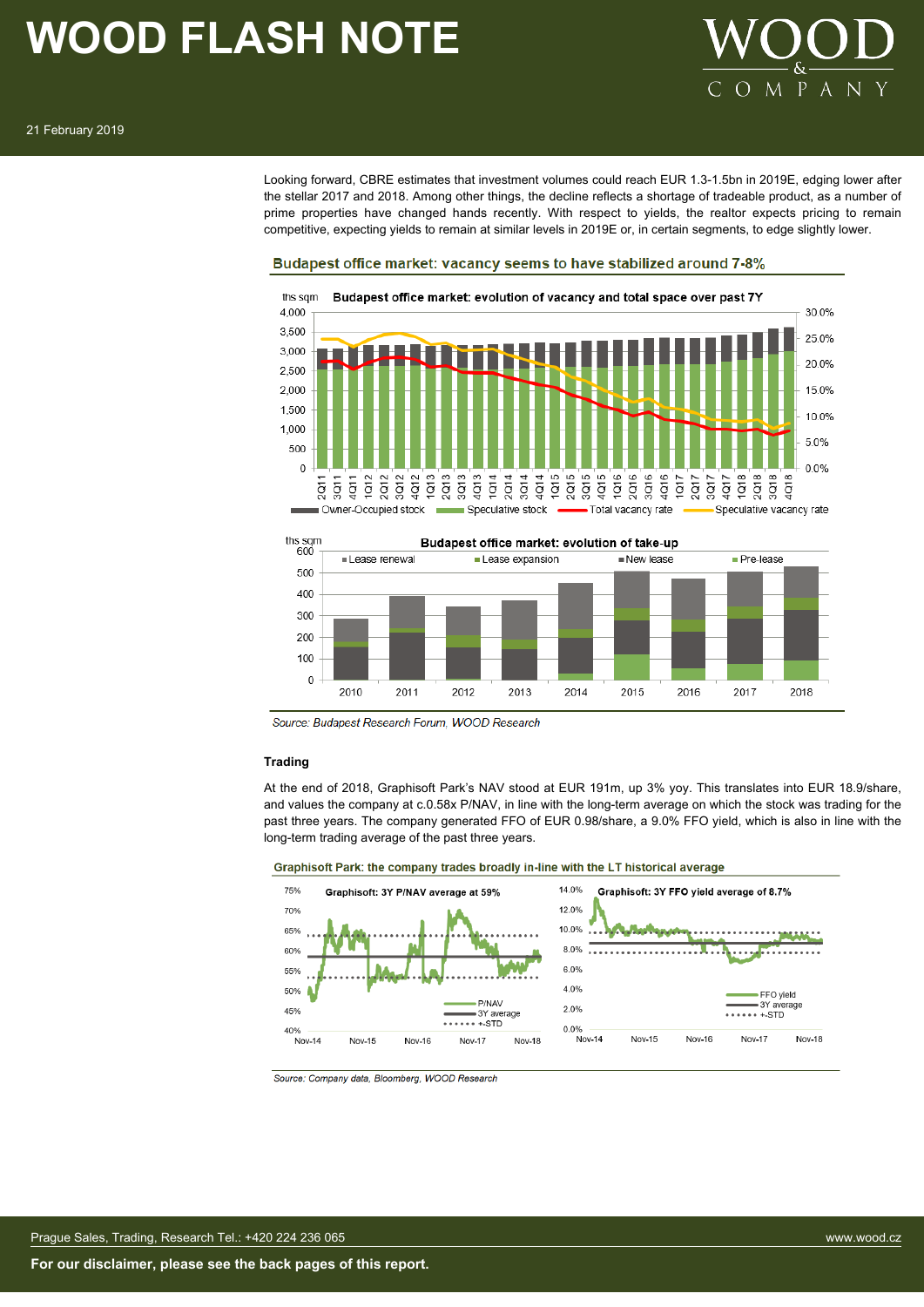Looking forward, CBRE estimates that investment volumes could reach EUR 1.3-1.5bn in 2019E, edging lower after the stellar 2017 and 2018. Among other things, the decline reflects a shortage of tradeable product, as a number of prime properties have changed hands recently. With respect to yields, the realtor expects pricing to remain competitive, expecting yields to remain at similar levels in 2019E or, in certain segments, to edge slightly lower.

**Budapest office market: vacancy seems to have stabilized around 7-8%**

*Source: Budapest Research Forum, WOOD Research*

### Trading

At the end of 2018, Graphisoft Park's NAV stood at EUR 191m, up 3% yoy. This translates into EUR 18.9/share, and values the company at c.0.58x P/NAV, in line with the long-term average on which the stock was trading for the past three years. The company generated FFO of EUR 0.98/share, a 9.0% FFO yield, which is also in line with the long-term trading average of the past three years.

**Graphisoft Park: the company trades broadly in-line with the LT historical average**

*Source: Company data, Bloomberg, WOOD Research*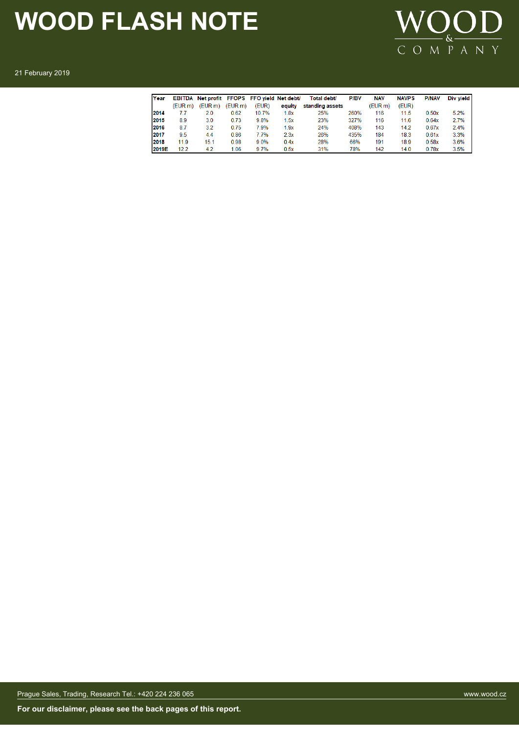| Year | EBITDA (EUR m) | Net profit (EUR m) | FFOPS (EUR m) | FFO yield (EUR) | Net debt/ equity | Total debt/ standing assets | P/BV | NAV (EUR m) | NAVPS (EUR) | P/NAV | Div yield |
|---|---|---|---|---|---|---|---|---|---|---|---|
| 2014 | 7.7 | 2.0 | 0.62 | 10.7% | 1.8x | 25% | 260% | 116 | 11.5 | 0.50x | 5.2% |
| 2015 | 8.9 | 3.0 | 0.73 | 9.8% | 1.5x | 23% | 327% | 116 | 11.6 | 0.64x | 2.7% |
| 2016 | 8.7 | 3.2 | 0.75 | 7.9% | 1.9x | 24% | 408% | 143 | 14.2 | 0.67x | 2.4% |
| 2017 | 9.5 | 4.4 | 0.86 | 7.7% | 2.3x | 26% | 435% | 184 | 18.3 | 0.61x | 3.3% |
| 2018 | 11.9 | 15.1 | 0.98 | 9.0% | 0.4x | 28% | 66% | 191 | 18.9 | 0.58x | 3.6% |
| 2019E | 12.2 | 4.2 | 1.06 | 9.7% | 0.5x | 31% | 78% | 142 | 14.0 | 0.78x | 3.5% |

Prague Sales, Trading, Research Tel.: +420 224 236 065

www.wood.cz

**For our disclaimer, please see the back pages of this report.**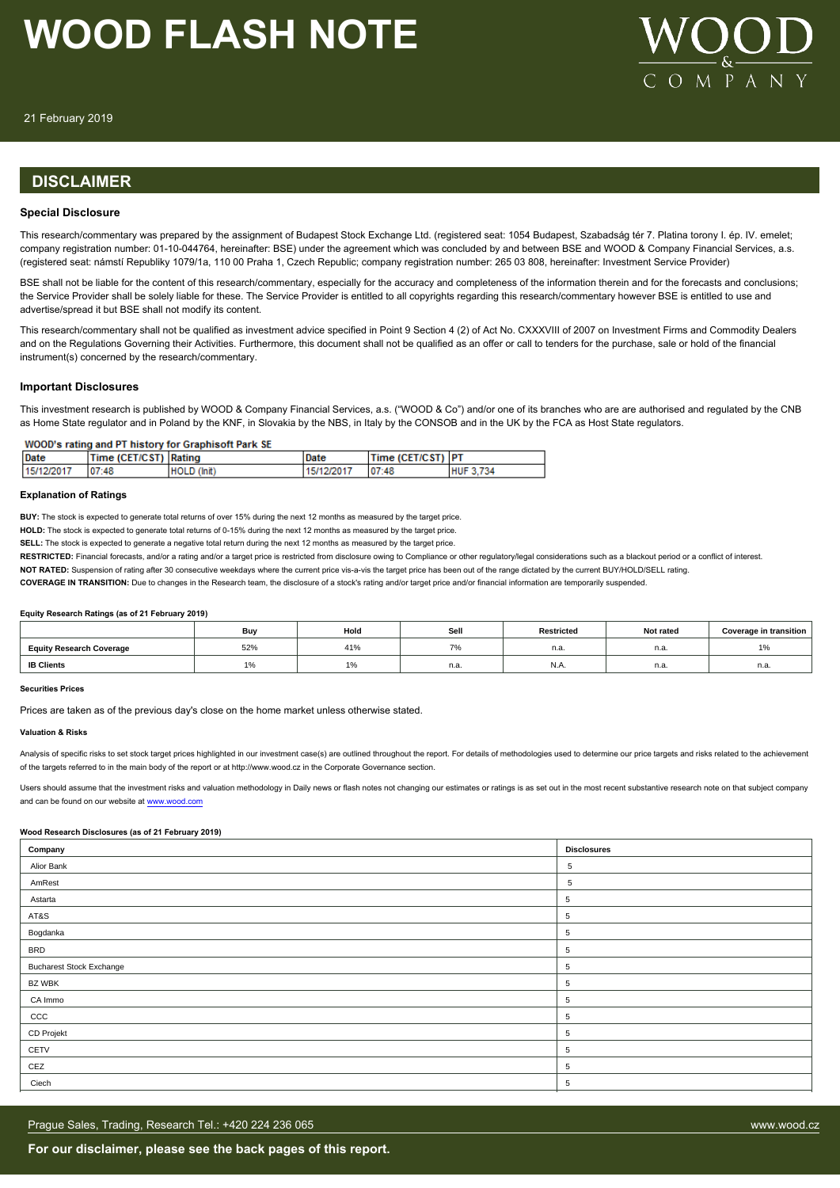## DISCLAIMER

### Special Disclosure

This research/commentary was prepared by the assignment of Budapest Stock Exchange Ltd. (registered seat: 1054 Budapest, Szabadság tér 7. Platina torony I. ép. IV. emelet; company registration number: 01-10-044764, hereinafter: BSE) under the agreement which was concluded by and between BSE and WOOD & Company Financial Services, a.s. (registered seat: námstí Republiky 1079/1a, 110 00 Praha 1, Czech Republic; company registration number: 265 03 808, hereinafter: Investment Service Provider)

BSE shall not be liable for the content of this research/commentary, especially for the accuracy and completeness of the information therein and for the forecasts and conclusions; the Service Provider shall be solely liable for these. The Service Provider is entitled to all copyrights regarding this research/commentary however BSE is entitled to use and advertise/spread it but BSE shall not modify its content.

This research/commentary shall not be qualified as investment advice specified in Point 9 Section 4 (2) of Act No. CXXXVIII of 2007 on Investment Firms and Commodity Dealers and on the Regulations Governing their Activities. Furthermore, this document shall not be qualified as an offer or call to tenders for the purchase, sale or hold of the financial instrument(s) concerned by the research/commentary.

### Important Disclosures

This investment research is published by WOOD & Company Financial Services, a.s. ("WOOD & Co") and/or one of its branches who are are authorised and regulated by the CNB as Home State regulator and in Poland by the KNF, in Slovakia by the NBS, in Italy by the CONSOB and in the UK by the FCA as Host State regulators.

**WOOD's rating and PT history for Graphisoft Park SE**

| Date | Time (CET/CST) | Rating | Date | Time (CET/CST) | PT |
|---|---|---|---|---|---|
| 15/12/2017 | 07:48 | HOLD (Init) | 15/12/2017 | 07:48 | HUF 3,734 |

### Explanation of Ratings

**BUY:** The stock is expected to generate total returns of over 15% during the next 12 months as measured by the target price.

**HOLD:** The stock is expected to generate total returns of 0-15% during the next 12 months as measured by the target price.

**SELL:** The stock is expected to generate a negative total return during the next 12 months as measured by the target price.

**RESTRICTED:** Financial forecasts, and/or a rating and/or a target price is restricted from disclosure owing to Compliance or other regulatory/legal considerations such as a blackout period or a conflict of interest.

**NOT RATED:** Suspension of rating after 30 consecutive weekdays where the current price vis-a-vis the target price has been out of the range dictated by the current BUY/HOLD/SELL rating.

**COVERAGE IN TRANSITION:** Due to changes in the Research team, the disclosure of a stock's rating and/or target price and/or financial information are temporarily suspended.

**Equity Research Ratings (as of 21 February 2019)**

| | Buy | Hold | Sell | Restricted | Not rated | Coverage in transition |
|---|---|---|---|---|---|---|
| **Equity Research Coverage** | 52% | 41% | 7% | n.a. | n.a. | 1% |
| **IB Clients** | 1% | 1% | n.a. | N.A. | n.a. | n.a. |

**Securities Prices**

Prices are taken as of the previous day's close on the home market unless otherwise stated.

**Valuation & Risks**

Analysis of specific risks to set stock target prices highlighted in our investment case(s) are outlined throughout the report. For details of methodologies used to determine our price targets and risks related to the achievement of the targets referred to in the main body of the report or at http://www.wood.cz in the Corporate Governance section.

Users should assume that the investment risks and valuation methodology in Daily news or flash notes not changing our estimates or ratings is as set out in the most recent substantive research note on that subject company and can be found on our website at www.wood.com

**Wood Research Disclosures (as of 21 February 2019)**

| Company | Disclosures |
|---|---|
| Alior Bank | 5 |
| AmRest | 5 |
| Astarta | 5 |
| AT&S | 5 |
| Bogdanka | 5 |
| BRD | 5 |
| Bucharest Stock Exchange | 5 |
| BZ WBK | 5 |
| CA Immo | 5 |
| CCC | 5 |
| CD Projekt | 5 |
| CETV | 5 |
| CEZ | 5 |
| Ciech | 5 |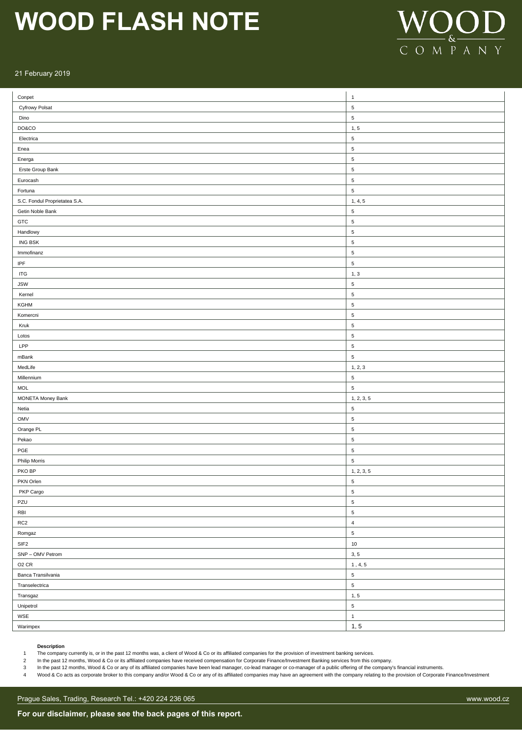| Conpet | 1 |
|---|---|
| Cyfrowy Polsat | 5 |
| Dino | 5 |
| DO&CO | 1, 5 |
| Electrica | 5 |
| Enea | 5 |
| Energa | 5 |
| Erste Group Bank | 5 |
| Eurocash | 5 |
| Fortuna | 5 |
| S.C. Fondul Proprietatea S.A. | 1, 4, 5 |
| Getin Noble Bank | 5 |
| GTC | 5 |
| Handlowy | 5 |
| ING BSK | 5 |
| Immofinanz | 5 |
| IPF | 5 |
| ITG | 1, 3 |
| JSW | 5 |
| Kernel | 5 |
| KGHM | 5 |
| Komercni | 5 |
| Kruk | 5 |
| Lotos | 5 |
| LPP | 5 |
| mBank | 5 |
| MedLife | 1, 2, 3 |
| Millennium | 5 |
| MOL | 5 |
| MONETA Money Bank | 1, 2, 3, 5 |
| Netia | 5 |
| OMV | 5 |
| Orange PL | 5 |
| Pekao | 5 |
| PGE | 5 |
| Philip Morris | 5 |
| PKO BP | 1, 2, 3, 5 |
| PKN Orlen | 5 |
| PKP Cargo | 5 |
| PZU | 5 |
| RBI | 5 |
| RC2 | 4 |
| Romgaz | 5 |
| SIF2 | 10 |
| SNP – OMV Petrom | 3, 5 |
| O2 CR | 1 , 4, 5 |
| Banca Transilvania | 5 |
| Transelectrica | 5 |
| Transgaz | 1, 5 |
| Unipetrol | 5 |
| WSE | 1 |
| Warimpex | 1, 5 |

**Description**

1 The company currently is, or in the past 12 months was, a client of Wood & Co or its affiliated companies for the provision of investment banking services.

2 In the past 12 months, Wood & Co or its affiliated companies have received compensation for Corporate Finance/Investment Banking services from this company.

3 In the past 12 months, Wood & Co or any of its affiliated companies have been lead manager, co-lead manager or co-manager of a public offering of the company's financial instruments.

4 Wood & Co acts as corporate broker to this company and/or Wood & Co or any of its affiliated companies may have an agreement with the company relating to the provision of Corporate Finance/Investment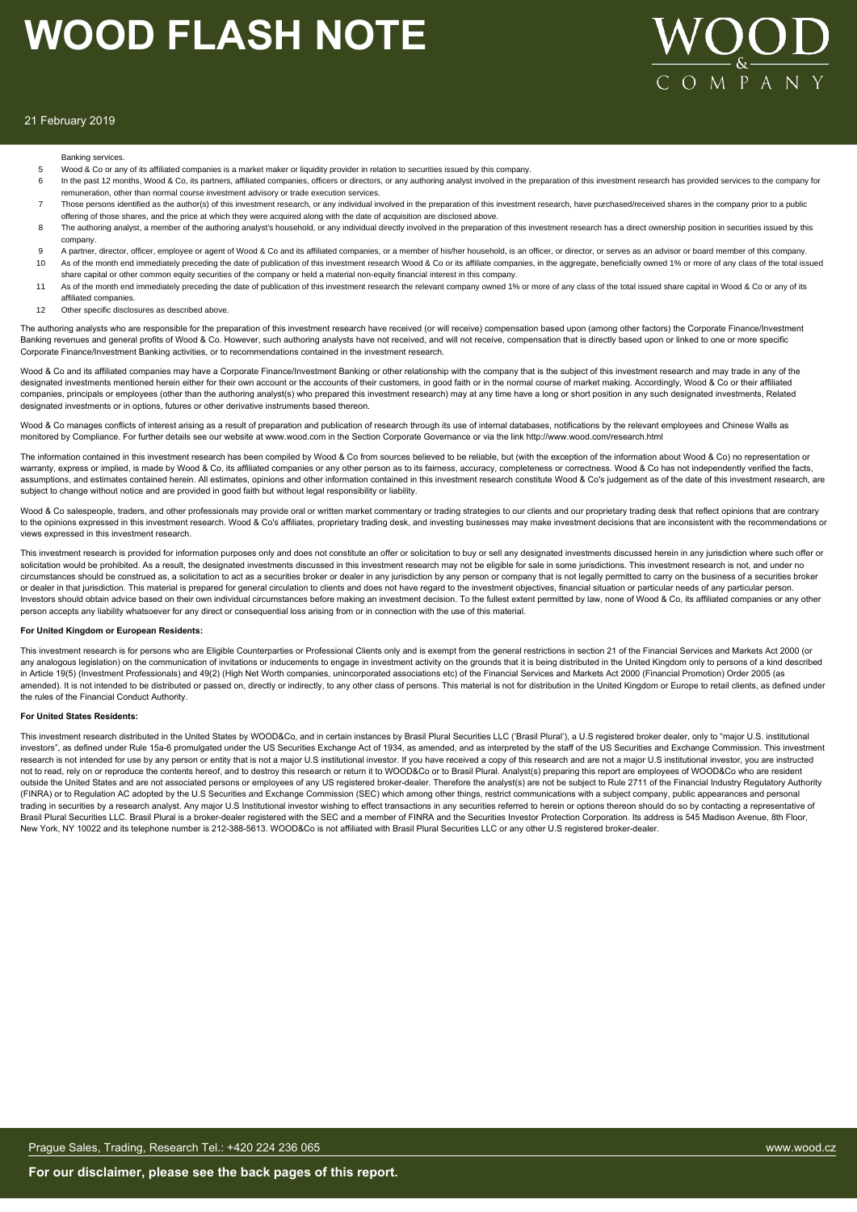Banking services.

5 Wood & Co or any of its affiliated companies is a market maker or liquidity provider in relation to securities issued by this company.

6 In the past 12 months, Wood & Co, its partners, affiliated companies, officers or directors, or any authoring analyst involved in the preparation of this investment research has provided services to the company for remuneration, other than normal course investment advisory or trade execution services.

7 Those persons identified as the author(s) of this investment research, or any individual involved in the preparation of this investment research, have purchased/received shares in the company prior to a public offering of those shares, and the price at which they were acquired along with the date of acquisition are disclosed above.

8 The authoring analyst, a member of the authoring analyst's household, or any individual directly involved in the preparation of this investment research has a direct ownership position in securities issued by this company.

9 A partner, director, officer, employee or agent of Wood & Co and its affiliated companies, or a member of his/her household, is an officer, or director, or serves as an advisor or board member of this company.

10 As of the month end immediately preceding the date of publication of this investment research Wood & Co or its affiliate companies, in the aggregate, beneficially owned 1% or more of any class of the total issued share capital or other common equity securities of the company or held a material non-equity financial interest in this company.

11 As of the month end immediately preceding the date of publication of this investment research the relevant company owned 1% or more of any class of the total issued share capital in Wood & Co or any of its affiliated companies.

12 Other specific disclosures as described above.

The authoring analysts who are responsible for the preparation of this investment research have received (or will receive) compensation based upon (among other factors) the Corporate Finance/Investment Banking revenues and general profits of Wood & Co. However, such authoring analysts have not received, and will not receive, compensation that is directly based upon or linked to one or more specific Corporate Finance/Investment Banking activities, or to recommendations contained in the investment research.

Wood & Co and its affiliated companies may have a Corporate Finance/Investment Banking or other relationship with the company that is the subject of this investment research and may trade in any of the designated investments mentioned herein either for their own account or the accounts of their customers, in good faith or in the normal course of market making. Accordingly, Wood & Co or their affiliated companies, principals or employees (other than the authoring analyst(s) who prepared this investment research) may at any time have a long or short position in any such designated investments, Related designated investments or in options, futures or other derivative instruments based thereon.

Wood & Co manages conflicts of interest arising as a result of preparation and publication of research through its use of internal databases, notifications by the relevant employees and Chinese Walls as monitored by Compliance. For further details see our website at www.wood.com in the Section Corporate Governance or via the link http://www.wood.com/research.html

The information contained in this investment research has been compiled by Wood & Co from sources believed to be reliable, but (with the exception of the information about Wood & Co) no representation or warranty, express or implied, is made by Wood & Co, its affiliated companies or any other person as to its fairness, accuracy, completeness or correctness. Wood & Co has not independently verified the facts, assumptions, and estimates contained herein. All estimates, opinions and other information contained in this investment research constitute Wood & Co's judgement as of the date of this investment research, are subject to change without notice and are provided in good faith but without legal responsibility or liability.

Wood & Co salespeople, traders, and other professionals may provide oral or written market commentary or trading strategies to our clients and our proprietary trading desk that reflect opinions that are contrary to the opinions expressed in this investment research. Wood & Co's affiliates, proprietary trading desk, and investing businesses may make investment decisions that are inconsistent with the recommendations or views expressed in this investment research.

This investment research is provided for information purposes only and does not constitute an offer or solicitation to buy or sell any designated investments discussed herein in any jurisdiction where such offer or solicitation would be prohibited. As a result, the designated investments discussed in this investment research may not be eligible for sale in some jurisdictions. This investment research is not, and under no circumstances should be construed as, a solicitation to act as a securities broker or dealer in any jurisdiction by any person or company that is not legally permitted to carry on the business of a securities broker or dealer in that jurisdiction. This material is prepared for general circulation to clients and does not have regard to the investment objectives, financial situation or particular needs of any particular person. Investors should obtain advice based on their own individual circumstances before making an investment decision. To the fullest extent permitted by law, none of Wood & Co, its affiliated companies or any other person accepts any liability whatsoever for any direct or consequential loss arising from or in connection with the use of this material.

**For United Kingdom or European Residents:**

This investment research is for persons who are Eligible Counterparties or Professional Clients only and is exempt from the general restrictions in section 21 of the Financial Services and Markets Act 2000 (or any analogous legislation) on the communication of invitations or inducements to engage in investment activity on the grounds that it is being distributed in the United Kingdom only to persons of a kind described in Article 19(5) (Investment Professionals) and 49(2) (High Net Worth companies, unincorporated associations etc) of the Financial Services and Markets Act 2000 (Financial Promotion) Order 2005 (as amended). It is not intended to be distributed or passed on, directly or indirectly, to any other class of persons. This material is not for distribution in the United Kingdom or Europe to retail clients, as defined under the rules of the Financial Conduct Authority.

**For United States Residents:**

This investment research distributed in the United States by WOOD&Co, and in certain instances by Brasil Plural Securities LLC ('Brasil Plural'), a U.S registered broker dealer, only to "major U.S. institutional investors", as defined under Rule 15a-6 promulgated under the US Securities Exchange Act of 1934, as amended, and as interpreted by the staff of the US Securities and Exchange Commission. This investment research is not intended for use by any person or entity that is not a major U.S institutional investor. If you have received a copy of this research and are not a major U.S institutional investor, you are instructed not to read, rely on or reproduce the contents hereof, and to destroy this research or return it to WOOD&Co or to Brasil Plural. Analyst(s) preparing this report are employees of WOOD&Co who are resident outside the United States and are not associated persons or employees of any US registered broker-dealer. Therefore the analyst(s) are not be subject to Rule 2711 of the Financial Industry Regulatory Authority (FINRA) or to Regulation AC adopted by the U.S Securities and Exchange Commission (SEC) which among other things, restrict communications with a subject company, public appearances and personal trading in securities by a research analyst. Any major U.S Institutional investor wishing to effect transactions in any securities referred to herein or options thereon should do so by contacting a representative of Brasil Plural Securities LLC. Brasil Plural is a broker-dealer registered with the SEC and a member of FINRA and the Securities Investor Protection Corporation. Its address is 545 Madison Avenue, 8th Floor, New York, NY 10022 and its telephone number is 212-388-5613. WOOD&Co is not affiliated with Brasil Plural Securities LLC or any other U.S registered broker-dealer.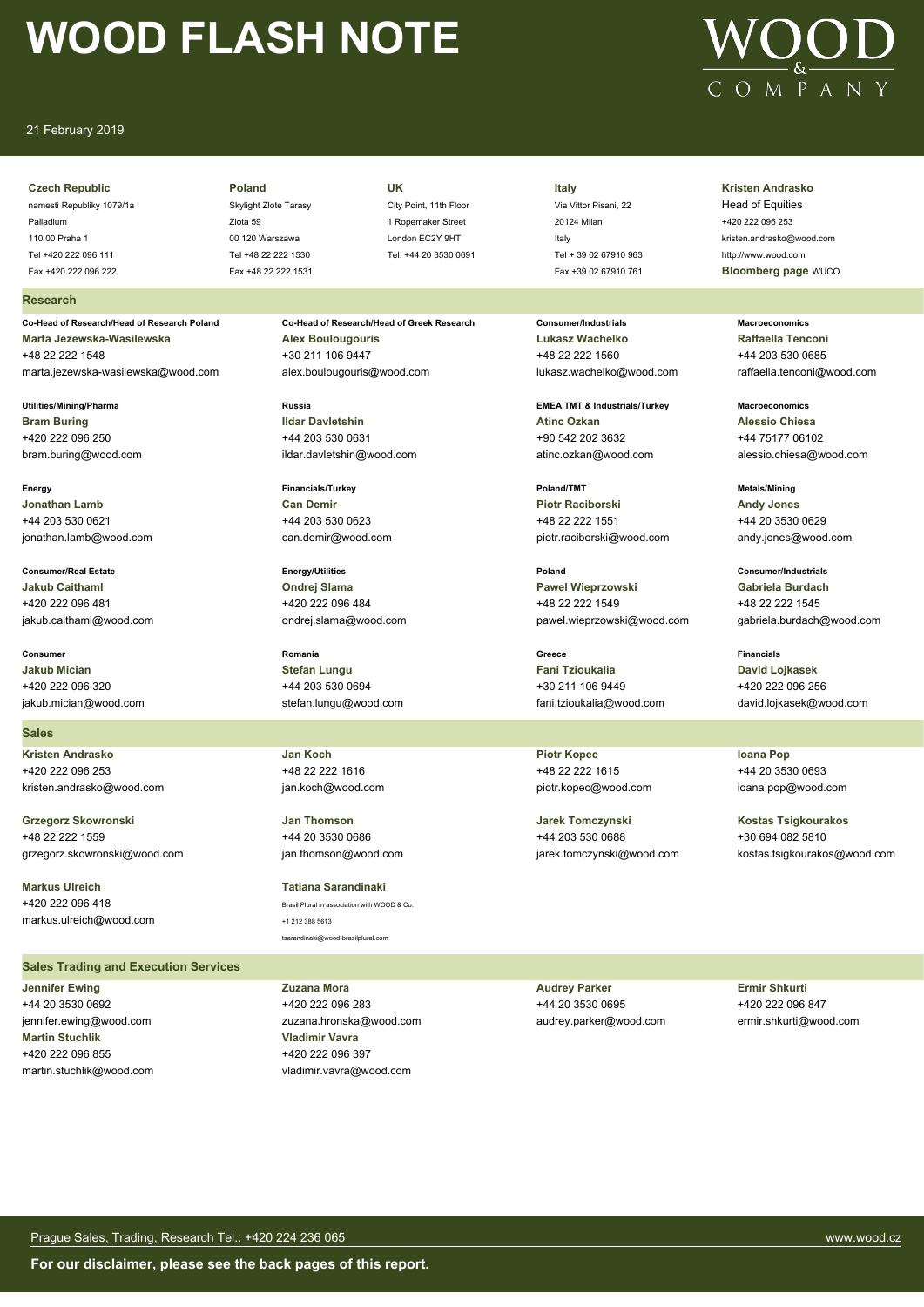# WOOD FLASH NOTE

21 February 2019

**Czech Republic**
namesti Republiky 1079/1a
Palladium
110 00 Praha 1
Tel +420 222 096 111
Fax +420 222 096 222

**Poland**
Skylight Zlote Tarasy
Zlota 59
00 120 Warszawa
Tel +48 22 222 1530
Fax +48 22 222 1531

**UK**
City Point, 11th Floor
1 Ropemaker Street
London EC2Y 9HT
Tel: +44 20 3530 0691

**Italy**
Via Vittor Pisani, 22
20124 Milan
Italy
Tel + 39 02 67910 963
Fax +39 02 67910 761

**Kristen Andrasko**
Head of Equities
+420 222 096 253
kristen.andrasko@wood.com
http://www.wood.com
**Bloomberg page** WUCO

## Research

**Co-Head of Research/Head of Research Poland**
**Marta Jezewska-Wasilewska**
+48 22 222 1548
marta.jezewska-wasilewska@wood.com

**Co-Head of Research/Head of Greek Research**
**Alex Boulougouris**
+30 211 106 9447
alex.boulougouris@wood.com

**Consumer/Industrials**
**Lukasz Wachelko**
+48 22 222 1560
lukasz.wachelko@wood.com

**Macroeconomics**
**Raffaella Tenconi**
+44 203 530 0685
raffaella.tenconi@wood.com

**Utilities/Mining/Pharma**
**Bram Buring**
+420 222 096 250
bram.buring@wood.com

**Russia**
**Ildar Davletshin**
+44 203 530 0631
ildar.davletshin@wood.com

**EMEA TMT & Industrials/Turkey**
**Atinc Ozkan**
+90 542 202 3632
atinc.ozkan@wood.com

**Macroeconomics**
**Alessio Chiesa**
+44 75177 06102
alessio.chiesa@wood.com

**Energy**
**Jonathan Lamb**
+44 203 530 0621
jonathan.lamb@wood.com

**Financials/Turkey**
**Can Demir**
+44 203 530 0623
can.demir@wood.com

**Poland/TMT**
**Piotr Raciborski**
+48 22 222 1551
piotr.raciborski@wood.com

**Metals/Mining**
**Andy Jones**
+44 20 3530 0629
andy.jones@wood.com

**Consumer/Real Estate**
**Jakub Caithaml**
+420 222 096 481
jakub.caithaml@wood.com

**Energy/Utilities**
**Ondrej Slama**
+420 222 096 484
ondrej.slama@wood.com

**Poland**
**Pawel Wieprzowski**
+48 22 222 1549
pawel.wieprzowski@wood.com

**Consumer/Industrials**
**Gabriela Burdach**
+48 22 222 1545
gabriela.burdach@wood.com

**Consumer**
**Jakub Mician**
+420 222 096 320
jakub.mician@wood.com

**Romania**
**Stefan Lungu**
+44 203 530 0694
stefan.lungu@wood.com

**Greece**
**Fani Tzioukalia**
+30 211 106 9449
fani.tzioukalia@wood.com

**Financials**
**David Lojkasek**
+420 222 096 256
david.lojkasek@wood.com

## Sales

**Kristen Andrasko**
+420 222 096 253
kristen.andrasko@wood.com

**Jan Koch**
+48 22 222 1616
jan.koch@wood.com

**Piotr Kopec**
+48 22 222 1615
piotr.kopec@wood.com

**Ioana Pop**
+44 20 3530 0693
ioana.pop@wood.com

**Grzegorz Skowronski**
+48 22 222 1559
grzegorz.skowronski@wood.com

**Jan Thomson**
+44 20 3530 0686
jan.thomson@wood.com

**Jarek Tomczynski**
+44 203 530 0688
jarek.tomczynski@wood.com

**Kostas Tsigkourakos**
+30 694 082 5810
kostas.tsigkourakos@wood.com

**Markus Ulreich**
+420 222 096 418
markus.ulreich@wood.com

**Tatiana Sarandinaki**
Brasil Plural in association with WOOD & Co.
+1 212 388 5613
tsarandinaki@wood-brasilplural.com

## Sales Trading and Execution Services

**Jennifer Ewing**
+44 20 3530 0692
jennifer.ewing@wood.com

**Martin Stuchlik**
+420 222 096 855
martin.stuchlik@wood.com

**Zuzana Mora**
+420 222 096 283
zuzana.hronska@wood.com

**Vladimir Vavra**
+420 222 096 397
vladimir.vavra@wood.com

**Audrey Parker**
+44 20 3530 0695
audrey.parker@wood.com

**Ermir Shkurti**
+420 222 096 847
ermir.shkurti@wood.com

Prague Sales, Trading, Research Tel.: +420 224 236 065 www.wood.cz

**For our disclaimer, please see the back pages of this report.**